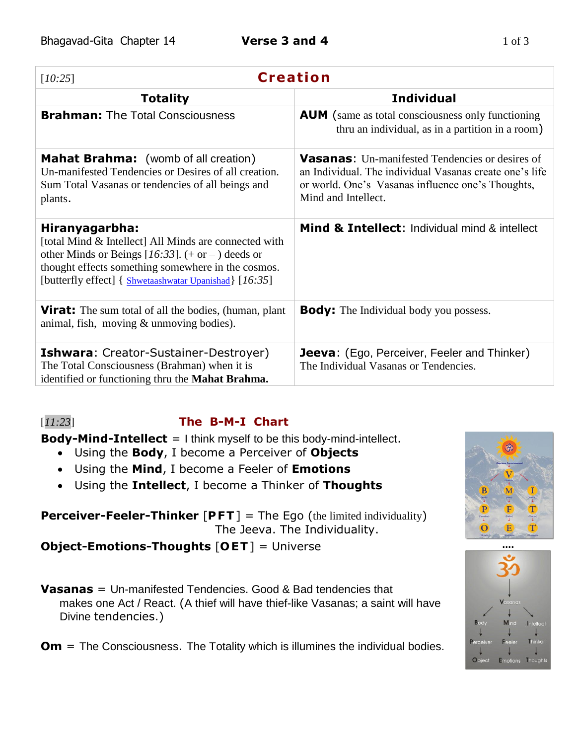# Bhagavad-Gita Chapter 14 — Verse 3 and 4

[*10:25*] **Creation**

| Totality | Individual |
|---|---|
| **Brahman:** The Total Consciousness | **AUM** (same as total consciousness only functioning thru an individual, as in a partition in a room) |
| **Mahat Brahma:** (womb of all creation) Un-manifested Tendencies or Desires of all creation. Sum Total Vasanas or tendencies of all beings and plants. | **Vasanas**: Un-manifested Tendencies or desires of an Individual. The individual Vasanas create one's life or world. One's Vasanas influence one's Thoughts, Mind and Intellect. |
| **Hiranyagarbha:** [total Mind & Intellect] All Minds are connected with other Minds or Beings [*16:33*]. (+ or – ) deeds or thought effects something somewhere in the cosmos. [butterfly effect] { Shwetaashwatar Upanishad} [*16:35*] | **Mind & Intellect**: Individual mind & intellect |
| **Virat:** The sum total of all the bodies, (human, plant animal, fish, moving & unmoving bodies). | **Body:** The Individual body you possess. |
| **Ishwara**: Creator-Sustainer-Destroyer) The Total Consciousness (Brahman) when it is identified or functioning thru the **Mahat Brahma.** | **Jeeva**: (Ego, Perceiver, Feeler and Thinker) The Individual Vasanas or Tendencies. |

[*11:23*] **The B-M-I Chart**

**Body-Mind-Intellect** = I think myself to be this body-mind-intellect.

- Using the **Body**, I become a Perceiver of **Objects**
- Using the **Mind**, I become a Feeler of **Emotions**
- Using the **Intellect**, I become a Thinker of **Thoughts**

**Perceiver-Feeler-Thinker** [**PFT**] = The Ego (the limited individuality) The Jeeva. The Individuality.

**Object-Emotions-Thoughts** [**OET**] = Universe

**Vasanas** = Un-manifested Tendencies. Good & Bad tendencies that makes one Act / React. (A thief will have thief-like Vasanas; a saint will have Divine tendencies.)

**Om** = The Consciousness. The Totality which is illumines the individual bodies.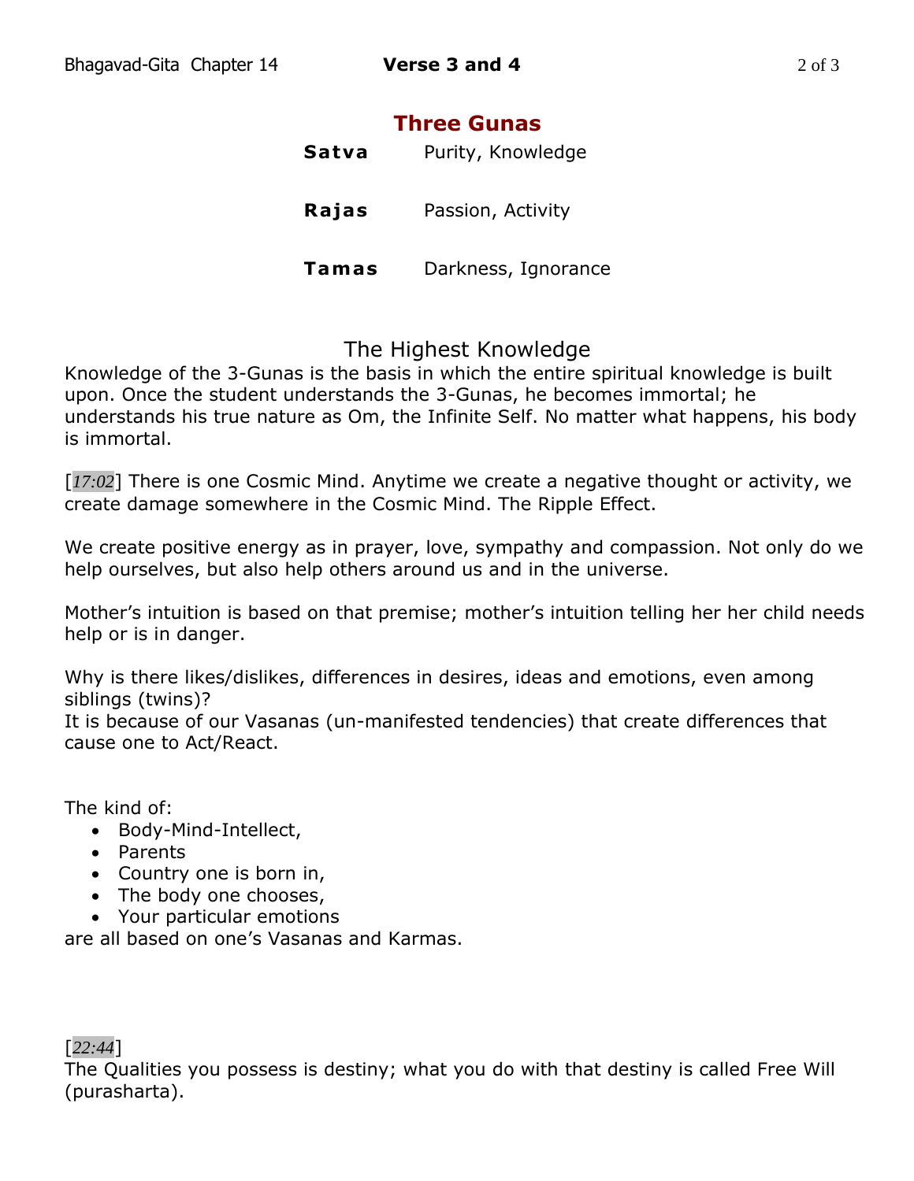## Three Gunas

| | |
|---|---|
| **Satva** | Purity, Knowledge |
| **Rajas** | Passion, Activity |
| **Tamas** | Darkness, Ignorance |

### The Highest Knowledge

Knowledge of the 3-Gunas is the basis in which the entire spiritual knowledge is built upon. Once the student understands the 3-Gunas, he becomes immortal; he understands his true nature as Om, the Infinite Self. No matter what happens, his body is immortal.

[*17:02*] There is one Cosmic Mind. Anytime we create a negative thought or activity, we create damage somewhere in the Cosmic Mind. The Ripple Effect.

We create positive energy as in prayer, love, sympathy and compassion. Not only do we help ourselves, but also help others around us and in the universe.

Mother's intuition is based on that premise; mother's intuition telling her her child needs help or is in danger.

Why is there likes/dislikes, differences in desires, ideas and emotions, even among siblings (twins)?
It is because of our Vasanas (un-manifested tendencies) that create differences that cause one to Act/React.

The kind of:

- Body-Mind-Intellect,
- Parents
- Country one is born in,
- The body one chooses,
- Your particular emotions

are all based on one's Vasanas and Karmas.

[*22:44*]
The Qualities you possess is destiny; what you do with that destiny is called Free Will (purasharta).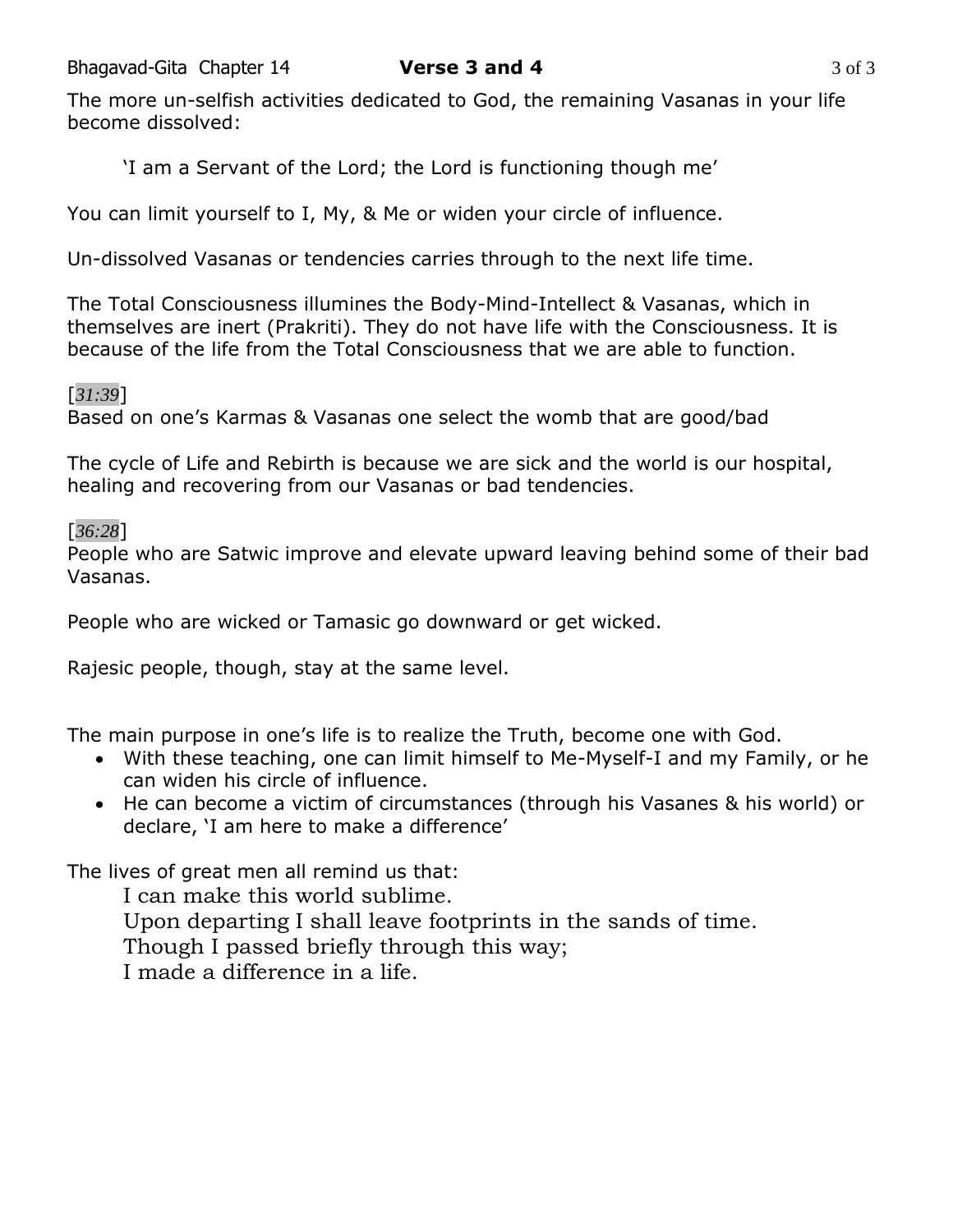The more un-selfish activities dedicated to God, the remaining Vasanas in your life become dissolved:

> 'I am a Servant of the Lord; the Lord is functioning though me'

You can limit yourself to I, My, & Me or widen your circle of influence.

Un-dissolved Vasanas or tendencies carries through to the next life time.

The Total Consciousness illumines the Body-Mind-Intellect & Vasanas, which in themselves are inert (Prakriti). They do not have life with the Consciousness. It is because of the life from the Total Consciousness that we are able to function.

[*31:39*]
Based on one's Karmas & Vasanas one select the womb that are good/bad

The cycle of Life and Rebirth is because we are sick and the world is our hospital, healing and recovering from our Vasanas or bad tendencies.

[*36:28*]
People who are Satwic improve and elevate upward leaving behind some of their bad Vasanas.

People who are wicked or Tamasic go downward or get wicked.

Rajesic people, though, stay at the same level.

The main purpose in one's life is to realize the Truth, become one with God.

- With these teaching, one can limit himself to Me-Myself-I and my Family, or he can widen his circle of influence.
- He can become a victim of circumstances (through his Vasanes & his world) or declare, 'I am here to make a difference'

The lives of great men all remind us that:

> I can make this world sublime.
> Upon departing I shall leave footprints in the sands of time.
> Though I passed briefly through this way;
> I made a difference in a life.